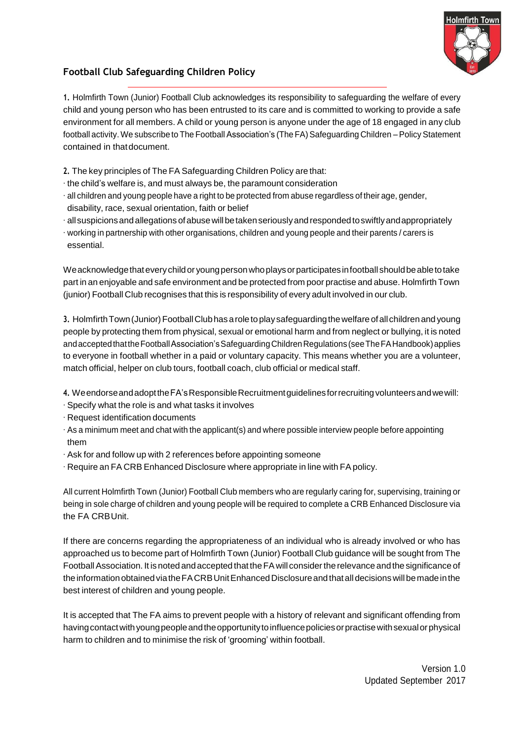## Football Club Safeguarding Children Policy

**1.** Holmfirth Town (Junior) Football Club acknowledges its responsibility to safeguarding the welfare of every child and young person who has been entrusted to its care and is committed to working to provide a safe environment for all members. A child or young person is anyone under the age of 18 engaged in any club football activity. We subscribe to The Football Association's (The FA) Safeguarding Children – Policy Statement contained in that document.

**2.** The key principles of The FA Safeguarding Children Policy are that:

- the child's welfare is, and must always be, the paramount consideration
- all children and young people have a right to be protected from abuse regardless of their age, gender, disability, race, sexual orientation, faith or belief
- all suspicions and allegations of abuse will be taken seriously and responded to swiftly and appropriately
- working in partnership with other organisations, children and young people and their parents / carers is essential.

We acknowledge that every child or young person who plays or participates in football should be able to take part in an enjoyable and safe environment and be protected from poor practise and abuse. Holmfirth Town (junior) Football Club recognises that this is responsibility of every adult involved in our club.

**3.** Holmfirth Town (Junior) Football Club has a role to play safeguarding the welfare of all children and young people by protecting them from physical, sexual or emotional harm and from neglect or bullying, it is noted and accepted that the Football Association's Safeguarding Children Regulations (see The FA Handbook) applies to everyone in football whether in a paid or voluntary capacity. This means whether you are a volunteer, match official, helper on club tours, football coach, club official or medical staff.

**4.** We endorse and adopt the FA's Responsible Recruitment guidelines for recruiting volunteers and we will:

- Specify what the role is and what tasks it involves
- Request identification documents
- As a minimum meet and chat with the applicant(s) and where possible interview people before appointing them
- Ask for and follow up with 2 references before appointing someone
- Require an FA CRB Enhanced Disclosure where appropriate in line with FA policy.

All current Holmfirth Town (Junior) Football Club members who are regularly caring for, supervising, training or being in sole charge of children and young people will be required to complete a CRB Enhanced Disclosure via the FA CRB Unit.

If there are concerns regarding the appropriateness of an individual who is already involved or who has approached us to become part of Holmfirth Town (Junior) Football Club guidance will be sought from The Football Association. It is noted and accepted that the FA will consider the relevance and the significance of the information obtained via the FA CRB Unit Enhanced Disclosure and that all decisions will be made in the best interest of children and young people.

It is accepted that The FA aims to prevent people with a history of relevant and significant offending from having contact with young people and the opportunity to influence policies or practise with sexual or physical harm to children and to minimise the risk of 'grooming' within football.

Version 1.0
Updated September 2017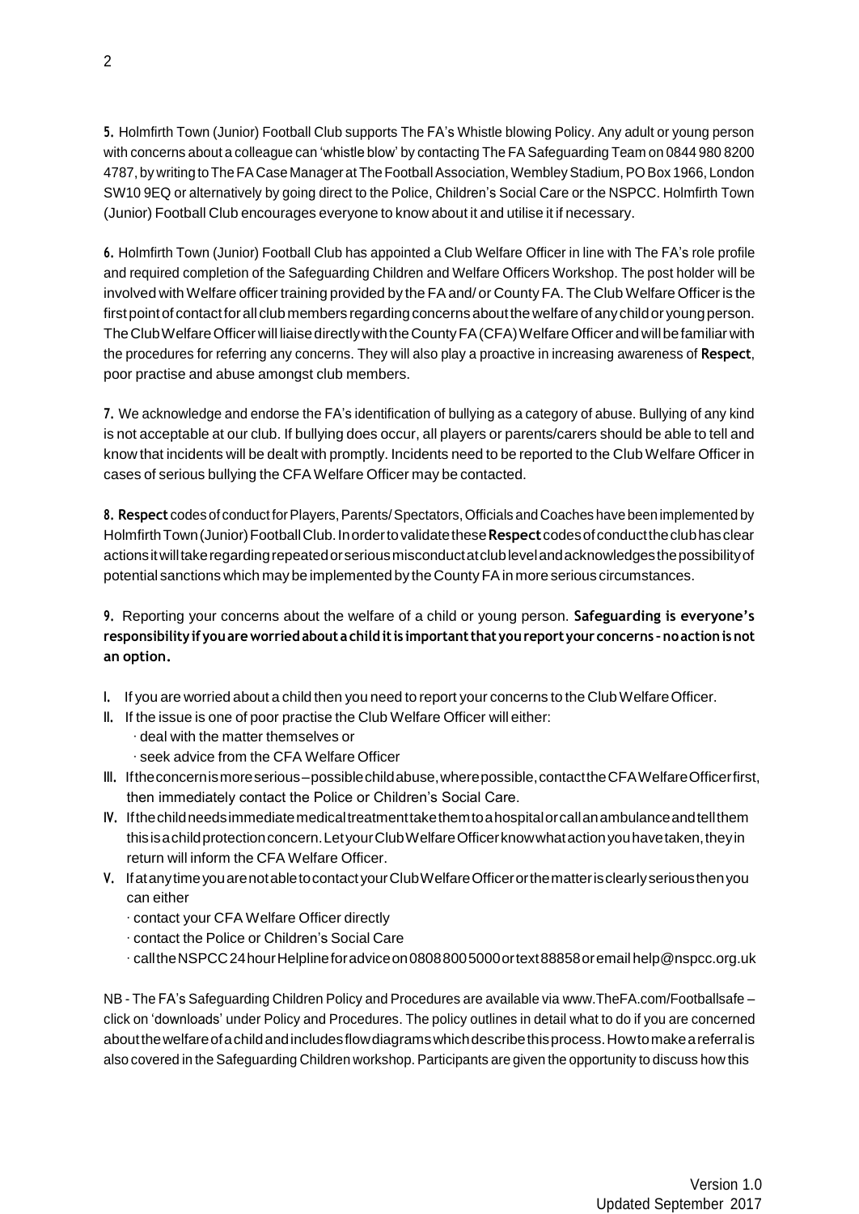**5.** Holmfirth Town (Junior) Football Club supports The FA's Whistle blowing Policy. Any adult or young person with concerns about a colleague can 'whistle blow' by contacting The FA Safeguarding Team on 0844 980 8200 4787, by writing to The FA Case Manager at The Football Association, Wembley Stadium, PO Box 1966, London SW10 9EQ or alternatively by going direct to the Police, Children's Social Care or the NSPCC. Holmfirth Town (Junior) Football Club encourages everyone to know about it and utilise it if necessary.

**6.** Holmfirth Town (Junior) Football Club has appointed a Club Welfare Officer in line with The FA's role profile and required completion of the Safeguarding Children and Welfare Officers Workshop. The post holder will be involved with Welfare officer training provided by the FA and/ or County FA. The Club Welfare Officer is the first point of contact for all club members regarding concerns about the welfare of any child or young person. The Club Welfare Officer will liaise directly with the County FA (CFA) Welfare Officer and will be familiar with the procedures for referring any concerns. They will also play a proactive in increasing awareness of **Respect**, poor practise and abuse amongst club members.

**7.** We acknowledge and endorse the FA's identification of bullying as a category of abuse. Bullying of any kind is not acceptable at our club. If bullying does occur, all players or parents/carers should be able to tell and know that incidents will be dealt with promptly. Incidents need to be reported to the Club Welfare Officer in cases of serious bullying the CFA Welfare Officer may be contacted.

**8. Respect** codes of conduct for Players, Parents/ Spectators, Officials and Coaches have been implemented by Holmfirth Town (Junior) Football Club. In order to validate these **Respect** codes of conduct the club has clear actions it will take regarding repeated or serious misconduct at club level and acknowledges the possibility of potential sanctions which may be implemented by the County FA in more serious circumstances.

**9.** Reporting your concerns about the welfare of a child or young person. **Safeguarding is everyone's responsibility if you are worried about a child it is important that you report your concerns - no action is not an option.**

- **I.** If you are worried about a child then you need to report your concerns to the Club Welfare Officer.
- **II.** If the issue is one of poor practise the Club Welfare Officer will either:
  - · deal with the matter themselves or
  - · seek advice from the CFA Welfare Officer
- **III.** If the concern is more serious – possible child abuse, where possible, contact the CFA Welfare Officer first, then immediately contact the Police or Children's Social Care.
- **IV.** If the child needs immediate medical treatment take them to a hospital or call an ambulance and tell them this is a child protection concern. Let your Club Welfare Officer know what action you have taken, they in return will inform the CFA Welfare Officer.
- **V.** If at any time you are not able to contact your Club Welfare Officer or the matter is clearly serious then you can either
  - · contact your CFA Welfare Officer directly
  - · contact the Police or Children's Social Care
  - · call the NSPCC 24 hour Helpline for advice on 0808 800 5000 or text 88858 or email help@nspcc.org.uk

NB - The FA's Safeguarding Children Policy and Procedures are available via www.TheFA.com/Footballsafe – click on 'downloads' under Policy and Procedures. The policy outlines in detail what to do if you are concerned about the welfare of a child and includes flow diagrams which describe this process. How to make a referral is also covered in the Safeguarding Children workshop. Participants are given the opportunity to discuss how this

Version 1.0
Updated September 2017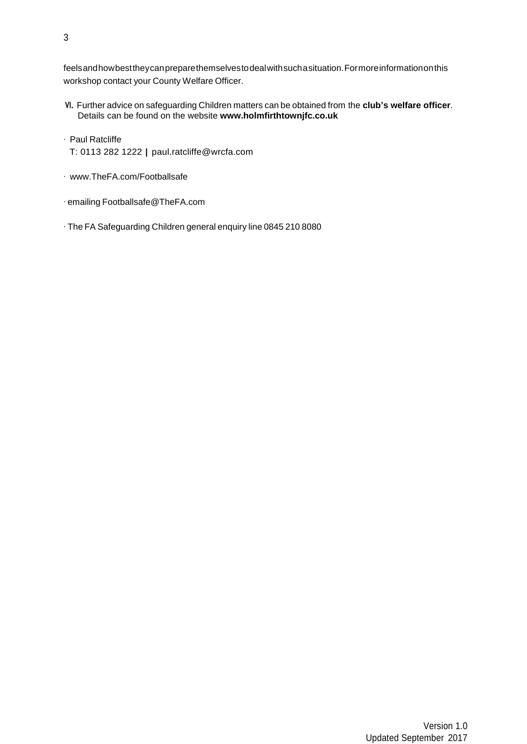feels and how best they can prepare themselves to deal with such a situation. For more information on this workshop contact your County Welfare Officer.

VI. Further advice on safeguarding Children matters can be obtained from the **club's welfare officer**. Details can be found on the website **www.holmfirthtownjfc.co.uk**

· Paul Ratcliffe
  T: 0113 282 1222 **|** paul.ratcliffe@wrcfa.com

· www.TheFA.com/Footballsafe

· emailing Footballsafe@TheFA.com

· The FA Safeguarding Children general enquiry line 0845 210 8080

Version 1.0
Updated September 2017